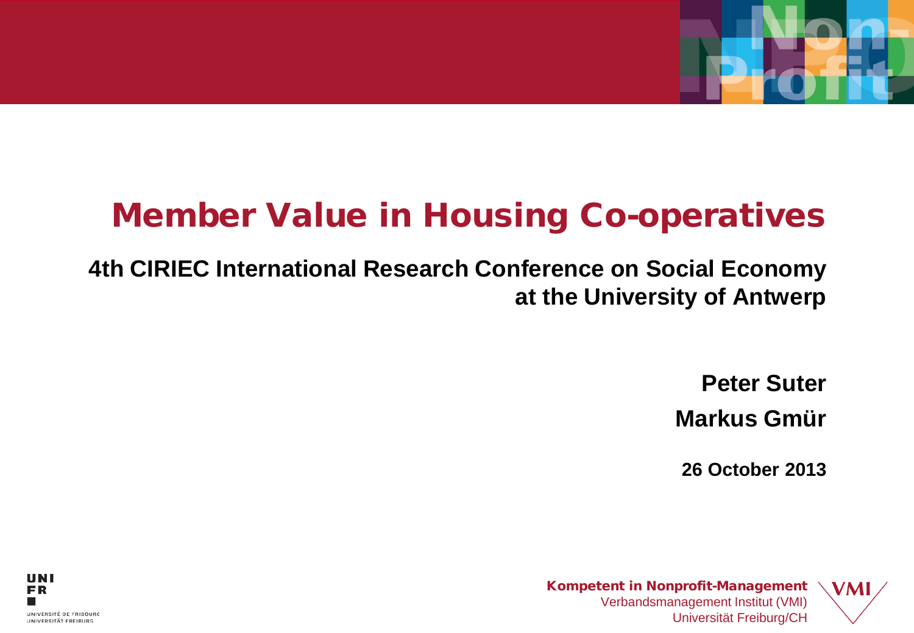# Member Value in Housing Co-operatives

**4th CIRIEC International Research Conference on Social Economy at the University of Antwerp**

**Peter Suter**

**Markus Gmür**

**26 October 2013**

UNI FR
UNIVERSITÉ DE FRIBOURG
UNIVERSITÄT FREIBURG

**Kompetent in Nonprofit-Management**
Verbandsmanagement Institut (VMI)
Universität Freiburg/CH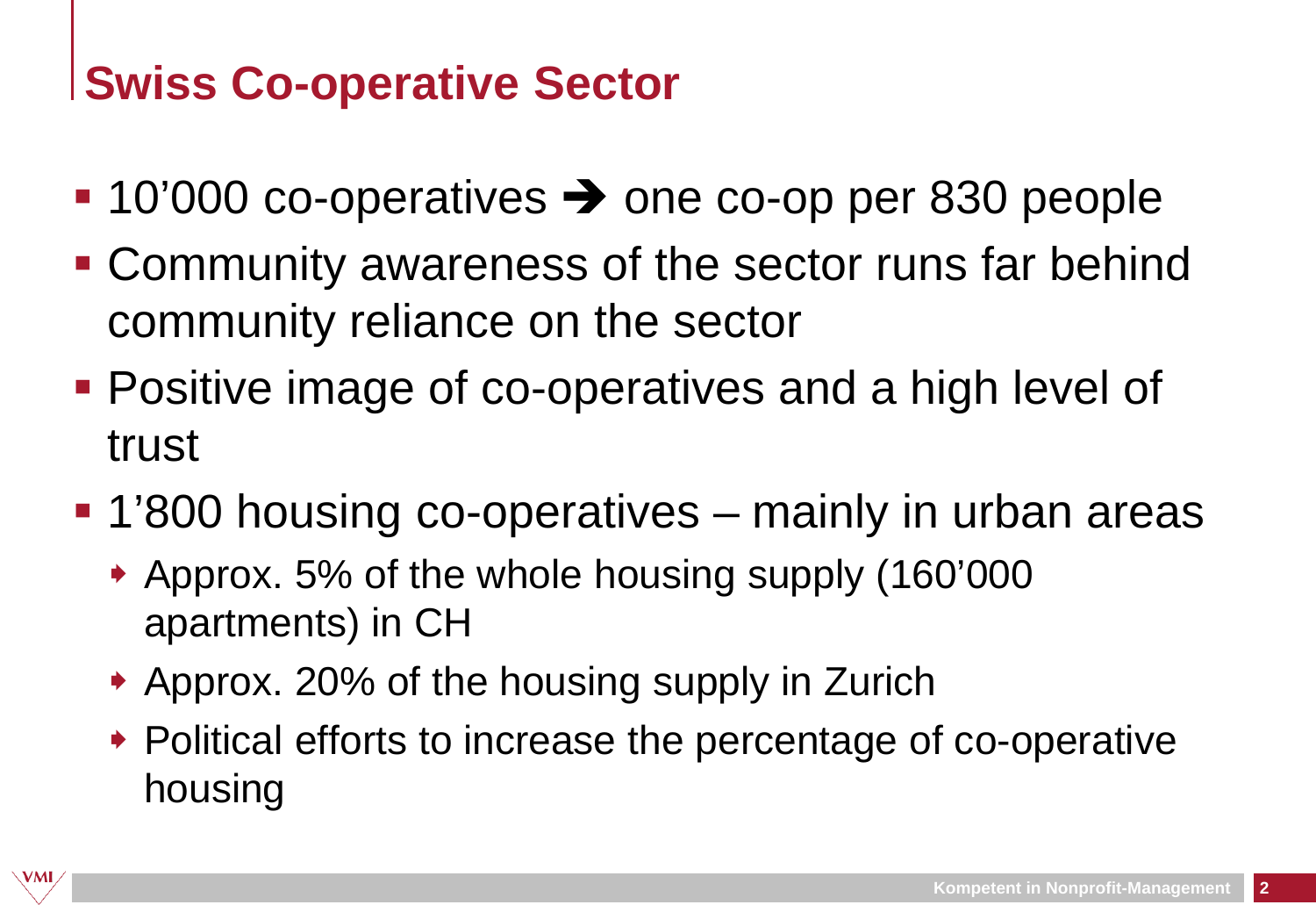# Swiss Co-operative Sector

- 10’000 co-operatives ➔ one co-op per 830 people
- Community awareness of the sector runs far behind community reliance on the sector
- Positive image of co-operatives and a high level of trust
- 1’800 housing co-operatives – mainly in urban areas
  - Approx. 5% of the whole housing supply (160’000 apartments) in CH
  - Approx. 20% of the housing supply in Zurich
  - Political efforts to increase the percentage of co-operative housing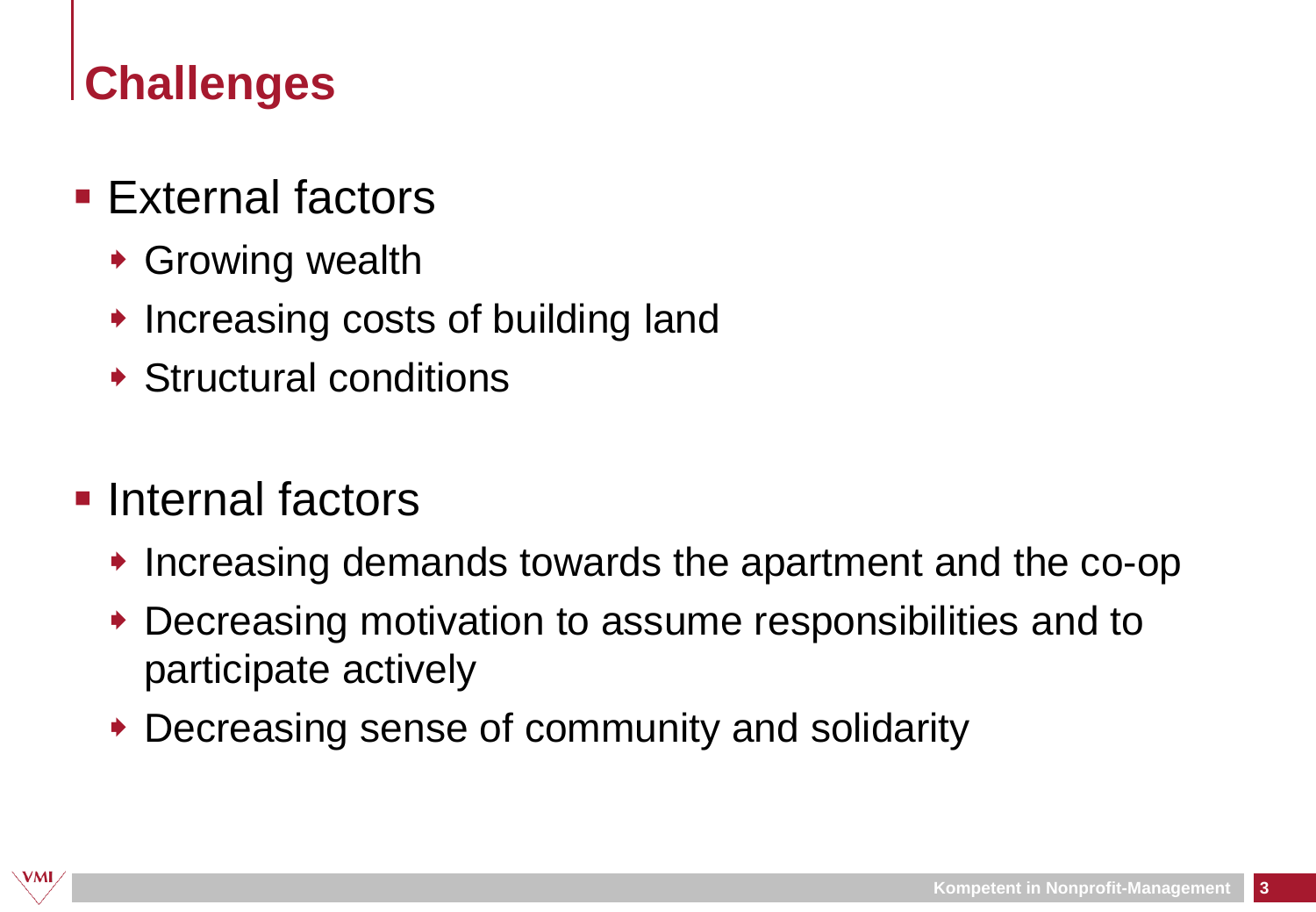# Challenges

- External factors
  - Growing wealth
  - Increasing costs of building land
  - Structural conditions

- Internal factors
  - Increasing demands towards the apartment and the co-op
  - Decreasing motivation to assume responsibilities and to participate actively
  - Decreasing sense of community and solidarity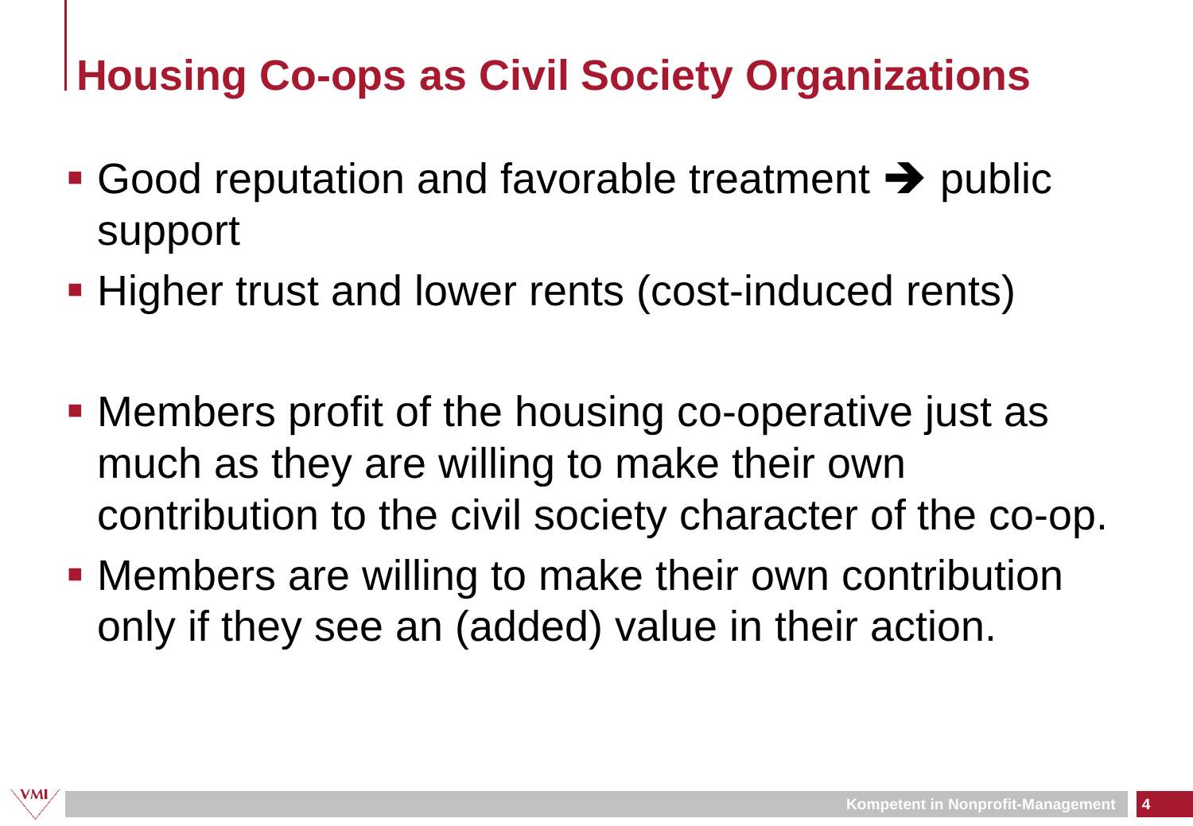# Housing Co-ops as Civil Society Organizations

- Good reputation and favorable treatment ➔ public support
- Higher trust and lower rents (cost-induced rents)

- Members profit of the housing co-operative just as much as they are willing to make their own contribution to the civil society character of the co-op.
- Members are willing to make their own contribution only if they see an (added) value in their action.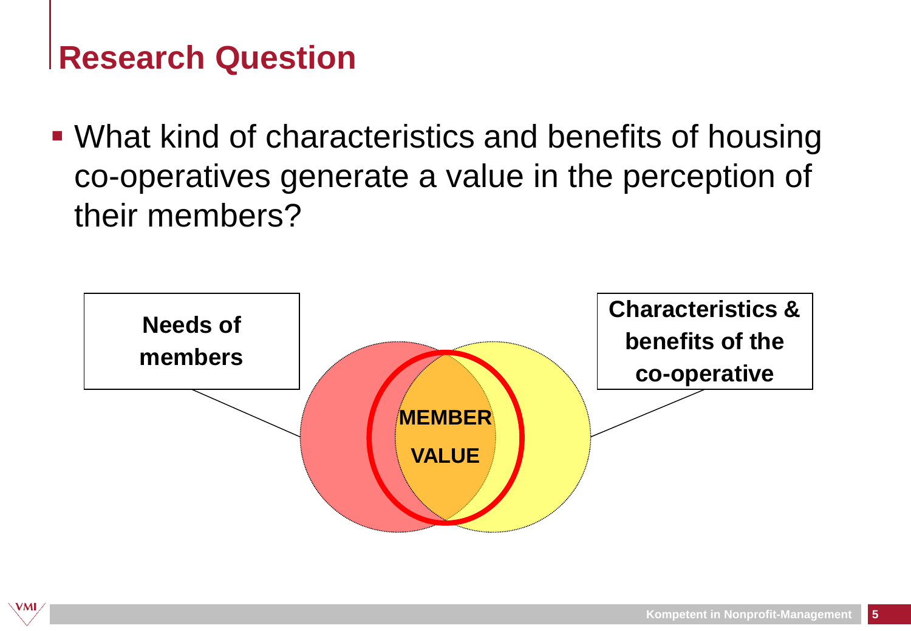# Research Question

- What kind of characteristics and benefits of housing co-operatives generate a value in the perception of their members?

Needs of members

Characteristics & benefits of the co-operative

MEMBER VALUE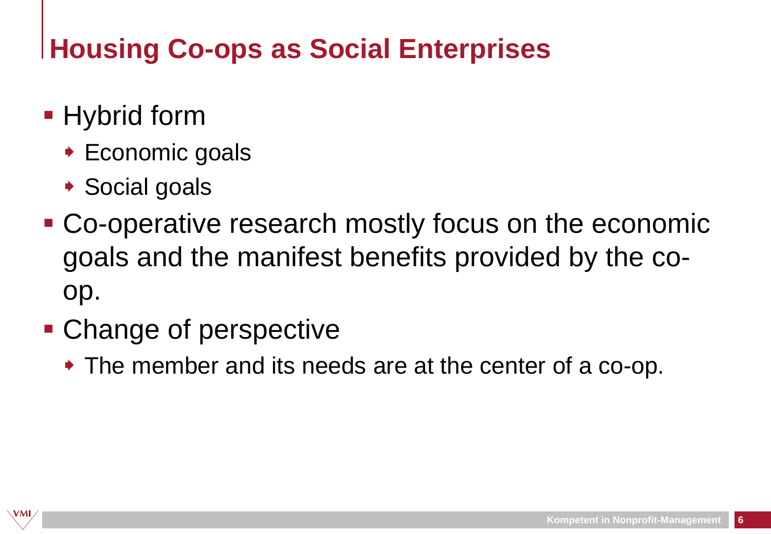# Housing Co-ops as Social Enterprises

- Hybrid form
  - Economic goals
  - Social goals
- Co-operative research mostly focus on the economic goals and the manifest benefits provided by the co-op.
- Change of perspective
  - The member and its needs are at the center of a co-op.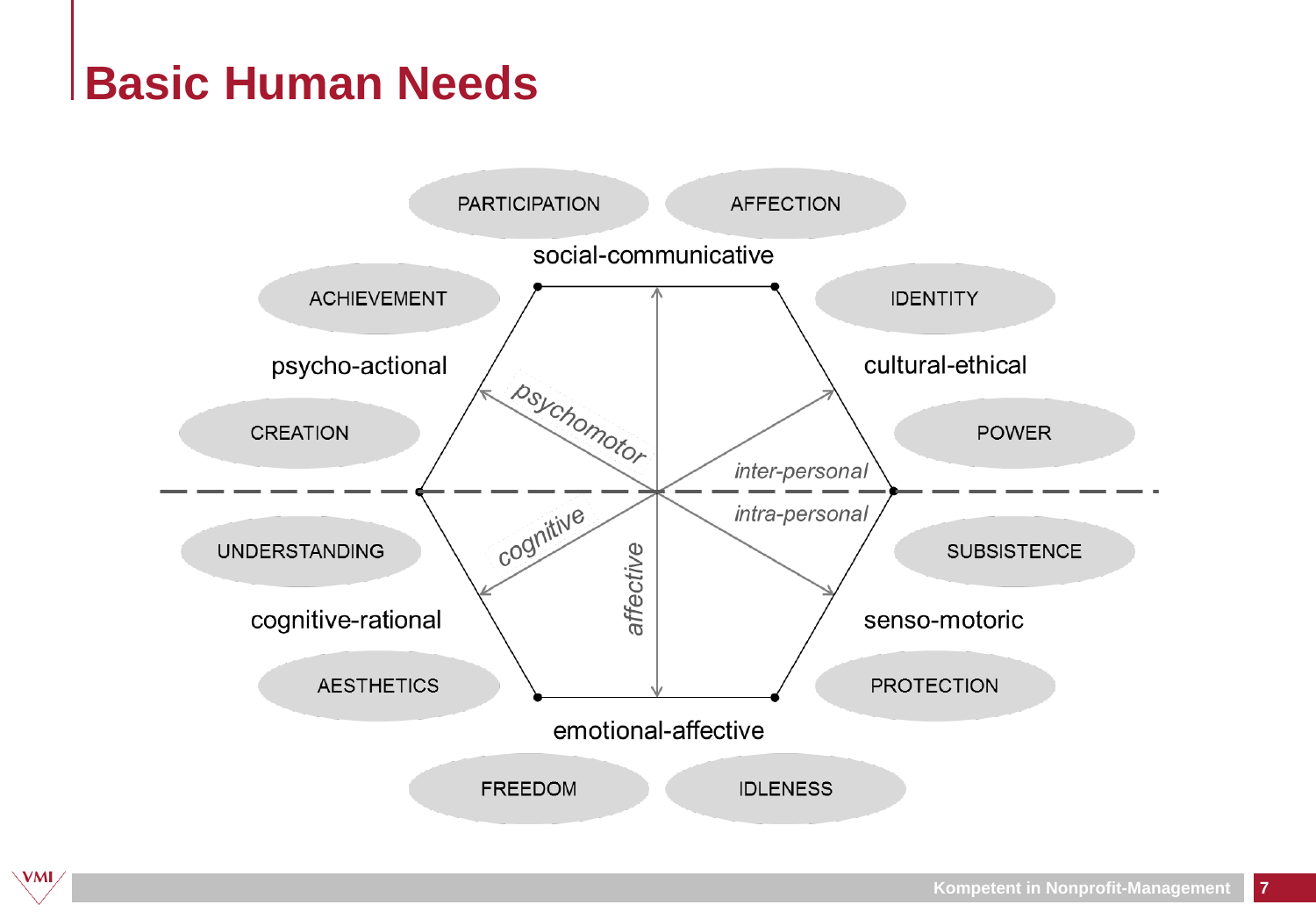# Basic Human Needs

PARTICIPATION

AFFECTION

social-communicative

ACHIEVEMENT

IDENTITY

psycho-actional

cultural-ethical

CREATION

POWER

*psychomotor*

*inter-personal*

*intra-personal*

*cognitive*

*affective*

UNDERSTANDING

SUBSISTENCE

cognitive-rational

senso-motoric

AESTHETICS

PROTECTION

emotional-affective

FREEDOM

IDLENESS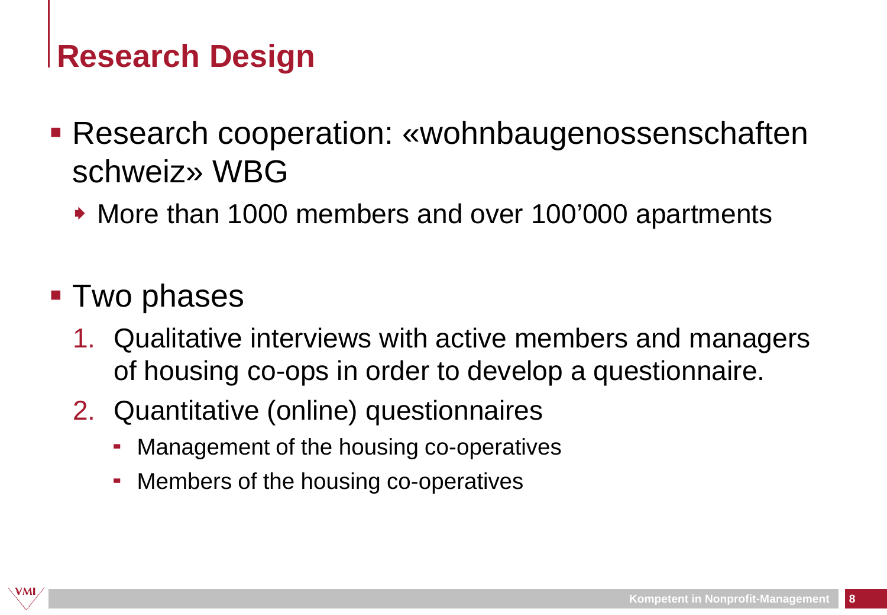## Research Design

- Research cooperation: «wohnbaugenossenschaften schweiz» WBG
  - More than 1000 members and over 100’000 apartments

- Two phases
  1. Qualitative interviews with active members and managers of housing co-ops in order to develop a questionnaire.
  2. Quantitative (online) questionnaires
     - Management of the housing co-operatives
     - Members of the housing co-operatives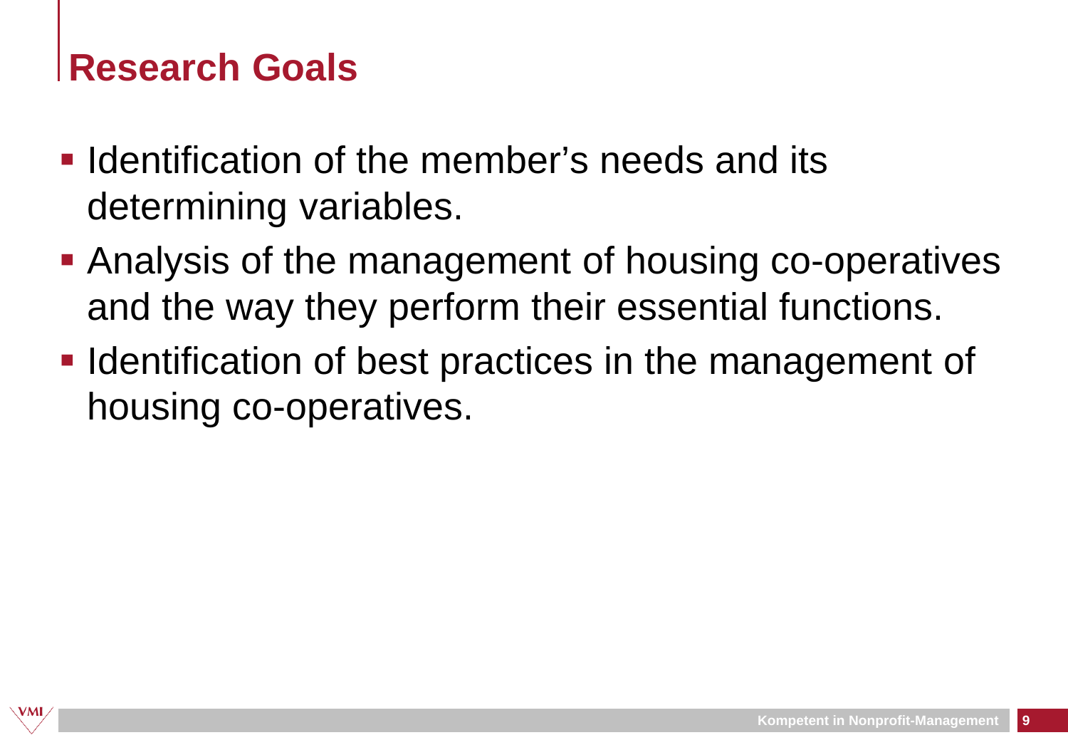## Research Goals

- Identification of the member's needs and its determining variables.
- Analysis of the management of housing co-operatives and the way they perform their essential functions.
- Identification of best practices in the management of housing co-operatives.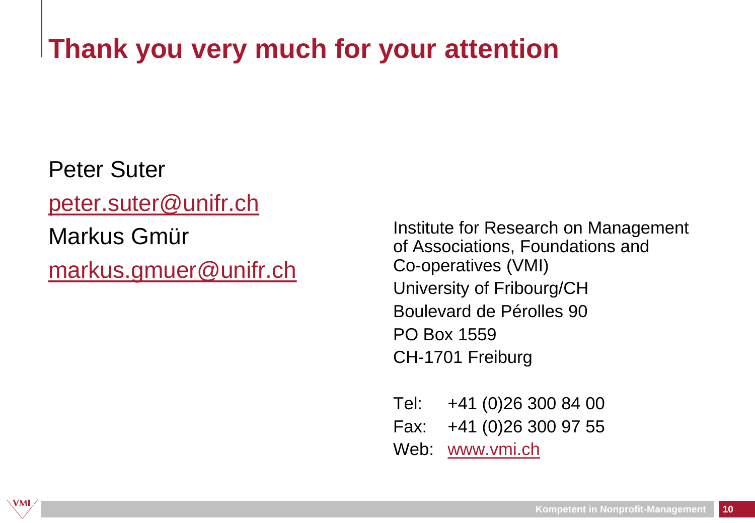# Thank you very much for your attention

Peter Suter

peter.suter@unifr.ch

Markus Gmür

markus.gmuer@unifr.ch

Institute for Research on Management of Associations, Foundations and Co-operatives (VMI)

University of Fribourg/CH

Boulevard de Pérolles 90

PO Box 1559

CH-1701 Freiburg

Tel: +41 (0)26 300 84 00

Fax: +41 (0)26 300 97 55

Web: www.vmi.ch